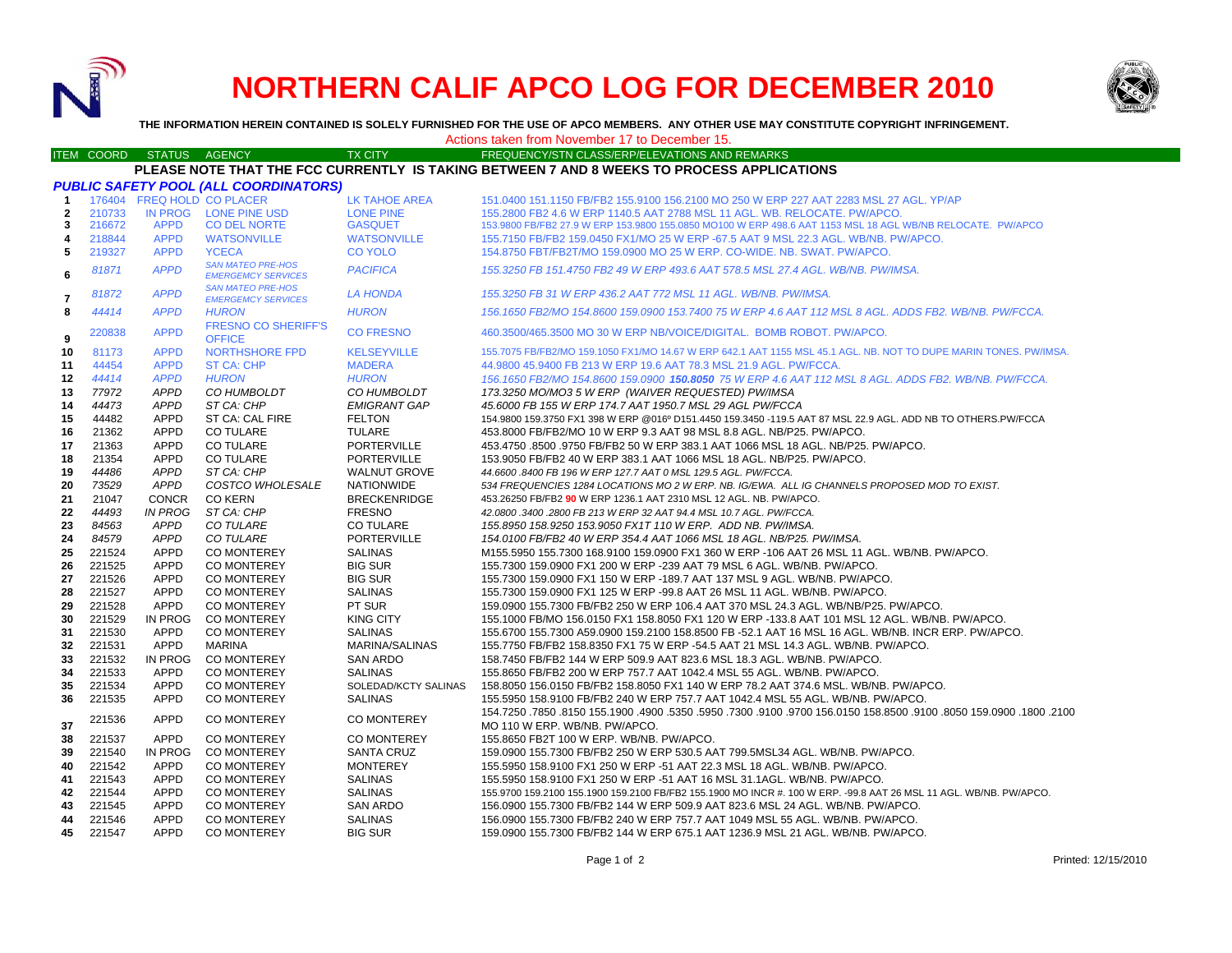# NORTHERN CALIF APCO LOG FOR DECEMBER 2010

**THE INFORMATION HEREIN CONTAINED IS SOLELY FURNISHED FOR THE USE OF APCO MEMBERS. ANY OTHER USE MAY CONSTITUTE COPYRIGHT INFRINGEMENT.**

Actions taken from November 17 to December 15.

| ITEM | COORD | STATUS | AGENCY | TX CITY | FREQUENCY/STN CLASS/ERP/ELEVATIONS AND REMARKS |
|---|---|---|---|---|---|
| | | | | | **PLEASE NOTE THAT THE FCC CURRENTLY IS TAKING BETWEEN 7 AND 8 WEEKS TO PROCESS APPLICATIONS** |
| | | | ***PUBLIC SAFETY POOL (ALL COORDINATORS)*** | | |
| 1 | 176404 | FREQ HOLD | CO PLACER | LK TAHOE AREA | 151.0400 151.1150 FB/FB2 155.9100 156.2100 MO 250 W ERP 227 AAT 2283 MSL 27 AGL. YP/AP |
| 2 | 210733 | IN PROG | LONE PINE USD | LONE PINE | 155.2800 FB2 4.6 W ERP 1140.5 AAT 2788 MSL 11 AGL. WB. RELOCATE. PW/APCO. |
| 3 | 216672 | APPD | CO DEL NORTE | GASQUET | 153.9800 FB/FB2 27.9 W ERP 153.9800 155.0850 MO100 W ERP 498.6 AAT 1153 MSL 18 AGL WB/NB RELOCATE. PW/APCO |
| 4 | 218844 | APPD | WATSONVILLE | WATSONVILLE | 155.7150 FB/FB2 159.0450 FX1/MO 25 W ERP -67.5 AAT 9 MSL 22.3 AGL. WB/NB. PW/APCO. |
| 5 | 219327 | APPD | YCECA | CO YOLO | 154.8750 FBT/FB2T/MO 159.0900 MO 25 W ERP. CO-WIDE. NB. SWAT. PW/APCO. |
| 6 | *81871* | *APPD* | *SAN MATEO PRE-HOS EMERGEMCY SERVICES* | *PACIFICA* | *155.3250 FB 151.4750 FB2 49 W ERP 493.6 AAT 578.5 MSL 27.4 AGL. WB/NB. PW/IMSA.* |
| 7 | *81872* | *APPD* | *SAN MATEO PRE-HOS EMERGEMCY SERVICES* | *LA HONDA* | *155.3250 FB 31 W ERP 436.2 AAT 772 MSL 11 AGL. WB/NB. PW/IMSA.* |
| 8 | *44414* | *APPD* | *HURON* | *HURON* | *156.1650 FB2/MO 154.8600 159.0900 153.7400 75 W ERP 4.6 AAT 112 MSL 8 AGL. ADDS FB2. WB/NB. PW/FCCA.* |
| 9 | 220838 | APPD | FRESNO CO SHERIFF'S OFFICE | CO FRESNO | 460.3500/465.3500 MO 30 W ERP NB/VOICE/DIGITAL. BOMB ROBOT. PW/APCO. |
| 10 | 81173 | APPD | NORTHSHORE FPD | KELSEYVILLE | 155.7075 FB/FB2/MO 159.1050 FX1/MO 14.67 W ERP 642.1 AAT 1155 MSL 45.1 AGL. NB. NOT TO DUPE MARIN TONES. PW/IMSA. |
| 11 | 44454 | APPD | ST CA: CHP | MADERA | 44.9800 45.9400 FB 213 W ERP 19.6 AAT 78.3 MSL 21.9 AGL. PW/FCCA. |
| 12 | *44414* | *APPD* | *HURON* | *HURON* | *156.1650 FB2/MO 154.8600 159.0900* ***150.8050*** *75 W ERP 4.6 AAT 112 MSL 8 AGL. ADDS FB2. WB/NB. PW/FCCA.* |
| 13 | *77972* | *APPD* | *CO HUMBOLDT* | *CO HUMBOLDT* | *173.3250 MO/MO3 5 W ERP (WAIVER REQUESTED) PW/IMSA* |
| 14 | *44473* | *APPD* | *ST CA: CHP* | *EMIGRANT GAP* | *45.6000 FB 155 W ERP 174.7 AAT 1950.7 MSL 29 AGL PW/FCCA* |
| 15 | 44482 | APPD | ST CA: CAL FIRE | FELTON | 154.9800 159.3750 FX1 398 W ERP @016º D151.4450 159.3450 -119.5 AAT 87 MSL 22.9 AGL. ADD NB TO OTHERS.PW/FCCA |
| 16 | 21362 | APPD | CO TULARE | TULARE | 453.8000 FB/FB2/MO 10 W ERP 9.3 AAT 98 MSL 8.8 AGL. NB/P25. PW/APCO. |
| 17 | 21363 | APPD | CO TULARE | PORTERVILLE | 453.4750 .8500 .9750 FB/FB2 50 W ERP 383.1 AAT 1066 MSL 18 AGL. NB/P25. PW/APCO. |
| 18 | 21354 | APPD | CO TULARE | PORTERVILLE | 153.9050 FB/FB2 40 W ERP 383.1 AAT 1066 MSL 18 AGL. NB/P25. PW/APCO. |
| 19 | *44486* | *APPD* | *ST CA: CHP* | WALNUT GROVE | *44.6600 .8400 FB 196 W ERP 127.7 AAT 0 MSL 129.5 AGL. PW/FCCA.* |
| 20 | *73529* | *APPD* | *COSTCO WHOLESALE* | NATIONWIDE | *534 FREQUENCIES 1284 LOCATIONS MO 2 W ERP. NB. IG/EWA. ALL IG CHANNELS PROPOSED MOD TO EXIST.* |
| 21 | 21047 | CONCR | CO KERN | BRECKENRIDGE | 453.26250 FB/FB2 **90** W ERP 1236.1 AAT 2310 MSL 12 AGL. NB. PW/APCO. |
| 22 | *44493* | *IN PROG* | *ST CA: CHP* | FRESNO | *42.0800 .3400 .2800 FB 213 W ERP 32 AAT 94.4 MSL 10.7 AGL. PW/FCCA.* |
| 23 | *84563* | *APPD* | *CO TULARE* | CO TULARE | *155.8950 158.9250 153.9050 FX1T 110 W ERP. ADD NB. PW/IMSA.* |
| 24 | *84579* | *APPD* | *CO TULARE* | PORTERVILLE | *154.0100 FB/FB2 40 W ERP 354.4 AAT 1066 MSL 18 AGL. NB/P25. PW/IMSA.* |
| 25 | 221524 | APPD | CO MONTEREY | SALINAS | M155.5950 155.7300 168.9100 159.0900 FX1 360 W ERP -106 AAT 26 MSL 11 AGL. WB/NB. PW/APCO. |
| 26 | 221525 | APPD | CO MONTEREY | BIG SUR | 155.7300 159.0900 FX1 200 W ERP -239 AAT 79 MSL 6 AGL. WB/NB. PW/APCO. |
| 27 | 221526 | APPD | CO MONTEREY | BIG SUR | 155.7300 159.0900 FX1 150 W ERP -189.7 AAT 137 MSL 9 AGL. WB/NB. PW/APCO. |
| 28 | 221527 | APPD | CO MONTEREY | SALINAS | 155.7300 159.0900 FX1 125 W ERP -99.8 AAT 26 MSL 11 AGL. WB/NB. PW/APCO. |
| 29 | 221528 | APPD | CO MONTEREY | PT SUR | 159.0900 155.7300 FB/FB2 250 W ERP 106.4 AAT 370 MSL 24.3 AGL. WB/NB/P25. PW/APCO. |
| 30 | 221529 | IN PROG | CO MONTEREY | KING CITY | 155.1000 FB/MO 156.0150 FX1 158.8050 FX1 120 W ERP -133.8 AAT 101 MSL 12 AGL. WB/NB. PW/APCO. |
| 31 | 221530 | APPD | CO MONTEREY | SALINAS | 155.6700 155.7300 A59.0900 159.2100 158.8500 FB -52.1 AAT 16 MSL 16 AGL. WB/NB. INCR ERP. PW/APCO. |
| 32 | 221531 | APPD | MARINA | MARINA/SALINAS | 155.7750 FB/FB2 158.8350 FX1 75 W ERP -54.5 AAT 21 MSL 14.3 AGL. WB/NB. PW/APCO. |
| 33 | 221532 | IN PROG | CO MONTEREY | SAN ARDO | 158.7450 FB/FB2 144 W ERP 509.9 AAT 823.6 MSL 18.3 AGL. WB/NB. PW/APCO. |
| 34 | 221533 | APPD | CO MONTEREY | SALINAS | 155.8650 FB/FB2 200 W ERP 757.7 AAT 1042.4 MSL 55 AGL. WB/NB. PW/APCO. |
| 35 | 221534 | APPD | CO MONTEREY | SOLEDAD/KCTY SALINAS | 158.8050 156.0150 FB/FB2 158.8050 FX1 140 W ERP 78.2 AAT 374.6 MSL. WB/NB. PW/APCO. |
| 36 | 221535 | APPD | CO MONTEREY | SALINAS | 155.5950 158.9100 FB/FB2 240 W ERP 757.7 AAT 1042.4 MSL 55 AGL. WB/NB. PW/APCO. |
| 37 | 221536 | APPD | CO MONTEREY | CO MONTEREY | 154.7250 .7850 .8150 155.1900 .4900 .5350 .5950 .7300 .9100 .9700 156.0150 158.8500 .9100 .8050 159.0900 .1800 .2100 MO 110 W ERP. WB/NB. PW/APCO. |
| 38 | 221537 | APPD | CO MONTEREY | CO MONTEREY | 155.8650 FB2T 100 W ERP. WB/NB. PW/APCO. |
| 39 | 221540 | IN PROG | CO MONTEREY | SANTA CRUZ | 159.0900 155.7300 FB/FB2 250 W ERP 530.5 AAT 799.5MSL34 AGL. WB/NB. PW/APCO. |
| 40 | 221542 | APPD | CO MONTEREY | MONTEREY | 155.5950 158.9100 FX1 250 W ERP -51 AAT 22.3 MSL 18 AGL. WB/NB. PW/APCO. |
| 41 | 221543 | APPD | CO MONTEREY | SALINAS | 155.5950 158.9100 FX1 250 W ERP -51 AAT 16 MSL 31.1AGL. WB/NB. PW/APCO. |
| 42 | 221544 | APPD | CO MONTEREY | SALINAS | 155.9700 159.2100 155.1900 159.2100 FB/FB2 155.1900 MO INCR #. 100 W ERP. -99.8 AAT 26 MSL 11 AGL. WB/NB. PW/APCO. |
| 43 | 221545 | APPD | CO MONTEREY | SAN ARDO | 156.0900 155.7300 FB/FB2 144 W ERP 509.9 AAT 823.6 MSL 24 AGL. WB/NB. PW/APCO. |
| 44 | 221546 | APPD | CO MONTEREY | SALINAS | 156.0900 155.7300 FB/FB2 240 W ERP 757.7 AAT 1049 MSL 55 AGL. WB/NB. PW/APCO. |
| 45 | 221547 | APPD | CO MONTEREY | BIG SUR | 159.0900 155.7300 FB/FB2 144 W ERP 675.1 AAT 1236.9 MSL 21 AGL. WB/NB. PW/APCO. |

Printed: 12/15/2010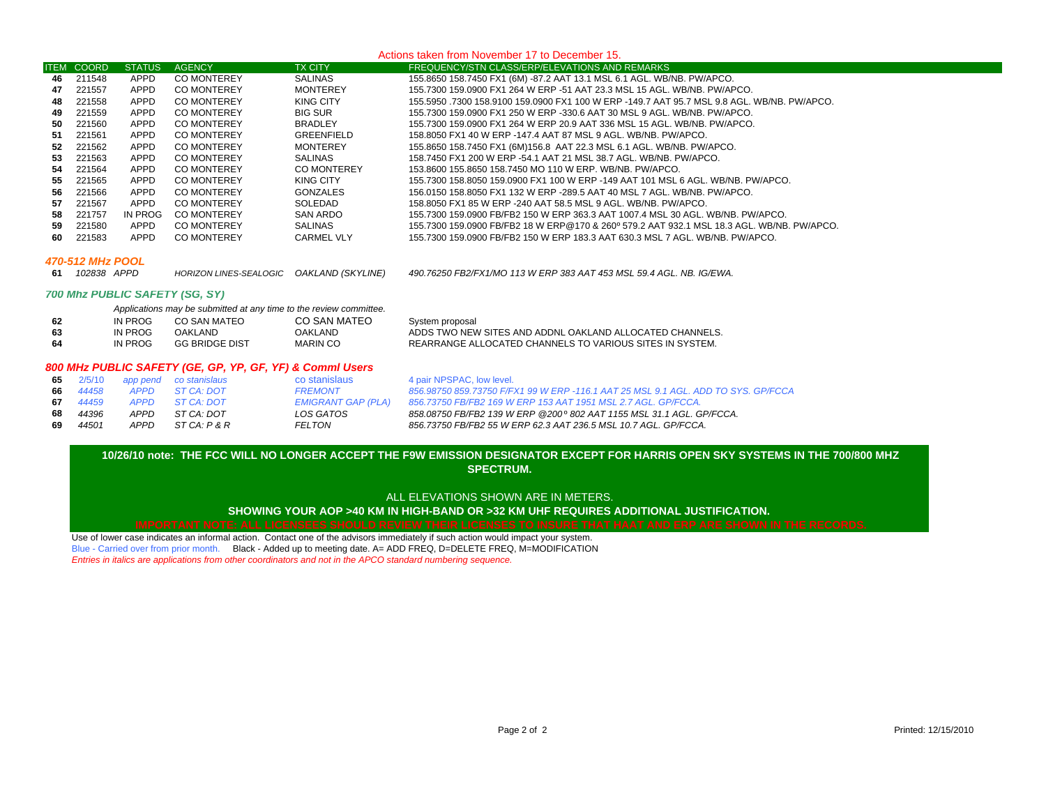Actions taken from November 17 to December 15.

| ITEM | COORD | STATUS | AGENCY | TX CITY | FREQUENCY/STN CLASS/ERP/ELEVATIONS AND REMARKS |
|---|---|---|---|---|---|
| 46 | 211548 | APPD | CO MONTEREY | SALINAS | 155.8650 158.7450 FX1 (6M) -87.2 AAT 13.1 MSL 6.1 AGL. WB/NB. PW/APCO. |
| 47 | 221557 | APPD | CO MONTEREY | MONTEREY | 155.7300 159.0900 FX1 264 W ERP -51 AAT 23.3 MSL 15 AGL. WB/NB. PW/APCO. |
| 48 | 221558 | APPD | CO MONTEREY | KING CITY | 155.5950 .7300 158.9100 159.0900 FX1 100 W ERP -149.7 AAT 95.7 MSL 9.8 AGL. WB/NB. PW/APCO. |
| 49 | 221559 | APPD | CO MONTEREY | BIG SUR | 155.7300 159.0900 FX1 250 W ERP -330.6 AAT 30 MSL 9 AGL. WB/NB. PW/APCO. |
| 50 | 221560 | APPD | CO MONTEREY | BRADLEY | 155.7300 159.0900 FX1 264 W ERP 20.9 AAT 336 MSL 15 AGL. WB/NB. PW/APCO. |
| 51 | 221561 | APPD | CO MONTEREY | GREENFIELD | 158.8050 FX1 40 W ERP -147.4 AAT 87 MSL 9 AGL. WB/NB. PW/APCO. |
| 52 | 221562 | APPD | CO MONTEREY | MONTEREY | 155.8650 158.7450 FX1 (6M)156.8 AAT 22.3 MSL 6.1 AGL. WB/NB. PW/APCO. |
| 53 | 221563 | APPD | CO MONTEREY | SALINAS | 158.7450 FX1 200 W ERP -54.1 AAT 21 MSL 38.7 AGL. WB/NB. PW/APCO. |
| 54 | 221564 | APPD | CO MONTEREY | CO MONTEREY | 153.8600 155.8650 158.7450 MO 110 W ERP. WB/NB. PW/APCO. |
| 55 | 221565 | APPD | CO MONTEREY | KING CITY | 155.7300 158.8050 159.0900 FX1 100 W ERP -149 AAT 101 MSL 6 AGL. WB/NB. PW/APCO. |
| 56 | 221566 | APPD | CO MONTEREY | GONZALES | 156.0150 158.8050 FX1 132 W ERP -289.5 AAT 40 MSL 7 AGL. WB/NB. PW/APCO. |
| 57 | 221567 | APPD | CO MONTEREY | SOLEDAD | 158.8050 FX1 85 W ERP -240 AAT 58.5 MSL 9 AGL. WB/NB. PW/APCO. |
| 58 | 221757 | IN PROG | CO MONTEREY | SAN ARDO | 155.7300 159.0900 FB/FB2 150 W ERP 363.3 AAT 1007.4 MSL 30 AGL. WB/NB. PW/APCO. |
| 59 | 221580 | APPD | CO MONTEREY | SALINAS | 155.7300 159.0900 FB/FB2 18 W ERP@170 & 260º 579.2 AAT 932.1 MSL 18.3 AGL. WB/NB. PW/APCO. |
| 60 | 221583 | APPD | CO MONTEREY | CARMEL VLY | 155.7300 159.0900 FB/FB2 150 W ERP 183.3 AAT 630.3 MSL 7 AGL. WB/NB. PW/APCO. |

### *470-512 MHz POOL*

| | | | | | |
|---|---|---|---|---|---|
| *61* | *102838* | *APPD* | *HORIZON LINES-SEALOGIC* | *OAKLAND (SKYLINE)* | *490.76250 FB2/FX1/MO 113 W ERP 383 AAT 453 MSL 59.4 AGL. NB. IG/EWA.* |

### *700 Mhz PUBLIC SAFETY (SG, SY)*

*Applications may be submitted at any time to the review committee.*

| | | | | | |
|---|---|---|---|---|---|
| 62 | | IN PROG | CO SAN MATEO | CO SAN MATEO | System proposal |
| 63 | | IN PROG | OAKLAND | OAKLAND | ADDS TWO NEW SITES AND ADDNL OAKLAND ALLOCATED CHANNELS. |
| 64 | | IN PROG | GG BRIDGE DIST | MARIN CO | REARRANGE ALLOCATED CHANNELS TO VARIOUS SITES IN SYSTEM. |

### *800 MHz PUBLIC SAFETY (GE, GP, YP, GF, YF) & Comml Users*

| | | | | | |
|---|---|---|---|---|---|
| 65 | 2/5/10 | *app pend* | *co stanislaus* | co stanislaus | 4 pair NPSPAC, low level. |
| 66 | *44458* | *APPD* | *ST CA: DOT* | *FREMONT* | *856.98750 859.73750 F/FX1 99 W ERP -116.1 AAT 25 MSL 9.1 AGL. ADD TO SYS. GP/FCCA* |
| 67 | *44459* | *APPD* | *ST CA: DOT* | *EMIGRANT GAP (PLA)* | *856.73750 FB/FB2 169 W ERP 153 AAT 1951 MSL 2.7 AGL. GP/FCCA.* |
| 68 | *44396* | *APPD* | *ST CA: DOT* | *LOS GATOS* | *858.08750 FB/FB2 139 W ERP @200º 802 AAT 1155 MSL 31.1 AGL. GP/FCCA.* |
| 69 | *44501* | *APPD* | *ST CA: P & R* | *FELTON* | *856.73750 FB/FB2 55 W ERP 62.3 AAT 236.5 MSL 10.7 AGL. GP/FCCA.* |

**10/26/10 note: THE FCC WILL NO LONGER ACCEPT THE F9W EMISSION DESIGNATOR EXCEPT FOR HARRIS OPEN SKY SYSTEMS IN THE 700/800 MHZ SPECTRUM.**

ALL ELEVATIONS SHOWN ARE IN METERS.

**SHOWING YOUR AOP >40 KM IN HIGH-BAND OR >32 KM UHF REQUIRES ADDITIONAL JUSTIFICATION.**

**IMPORTANT NOTE: ALL LICENSEES SHOULD REVIEW THEIR LICENSES TO INSURE THAT HAAT AND ERP ARE SHOWN IN THE RECORDS.**

Use of lower case indicates an informal action. Contact one of the advisors immediately if such action would impact your system.

Blue - Carried over from prior month. Black - Added up to meeting date. A= ADD FREQ, D=DELETE FREQ, M=MODIFICATION

*Entries in italics are applications from other coordinators and not in the APCO standard numbering sequence.*

Printed: 12/15/2010